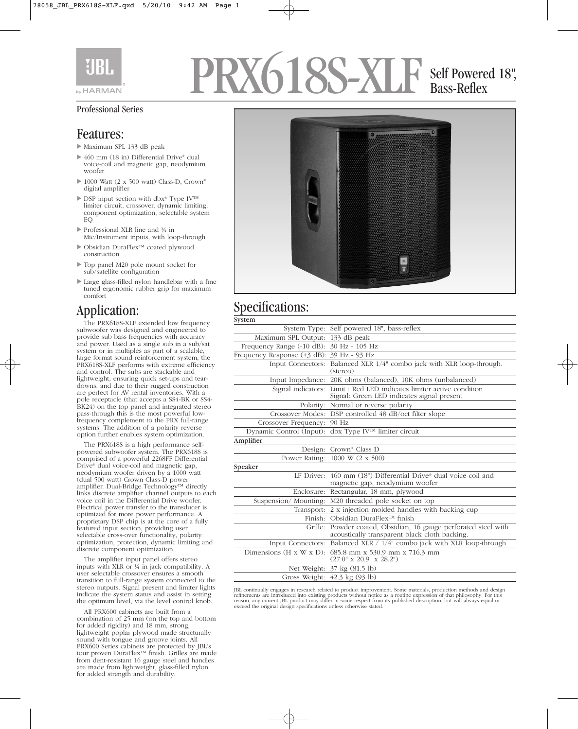# PRX618S-XLF Self Powered 18", Bass-Reflex

Professional Series

## Features:

- Maximum SPL 133 dB peak
- 460 mm (18 in) Differential Drive® dual voice-coil and magnetic gap, neodymium woofer
- 1000 Watt (2 x 500 watt) Class-D, Crown® digital amplifier
- DSP input section with dbx® Type IV™ limiter circuit, crossover, dynamic limiting, component optimization, selectable system EQ
- Professional XLR line and ¼ in Mic/Instrument inputs, with loop-through
- Obsidian DuraFlex™ coated plywood construction
- Top panel M20 pole mount socket for sub/satellite configuration
- Large glass-filled nylon handlebar with a fine tuned ergonomic rubber grip for maximum comfort

## Application:

The PRX618S-XLF extended low frequency subwoofer was designed and engineered to provide sub bass frequencies with accuracy and power. Used as a single sub in a sub/sat system or in multiples as part of a scalable, large format sound reinforcement system, the PRX618S-XLF performs with extreme efficiency and control. The subs are stackable and lightweight, ensuring quick set-ups and tear-downs, and due to their rugged construction are perfect for AV rental inventories. With a pole receptacle (that accepts a SS4-BK or SS4-BK24) on the top panel and integrated stereo pass-through this is the most powerful low-frequency complement to the PRX full-range systems. The addition of a polarity reverse option further enables system optimization.

The PRX618S is a high performance self-powered subwoofer system. The PRX618S is comprised of a powerful 2268FF Differential Drive® dual voice-coil and magnetic gap, neodymium woofer driven by a 1000 watt (dual 500 watt) Crown Class-D power amplifier. Dual-Bridge Technology™ directly links discrete amplifier channel outputs to each voice coil in the Differential Drive woofer. Electrical power transfer to the transducer is optimized for more power performance. A proprietary DSP chip is at the core of a fully featured input section, providing user selectable cross-over functionality, polarity optimization, protection, dynamic limiting and discrete component optimization.

The amplifier input panel offers stereo inputs with XLR or ¼ in jack compatibility. A user selectable crossover ensures a smooth transition to full-range system connected to the stereo outputs. Signal present and limiter lights indicate the system status and assist in setting the optimum level, via the level control knob.

All PRX600 cabinets are built from a combination of 25 mm (on the top and bottom for added rigidity) and 18 mm, strong, lightweight poplar plywood made structurally sound with tongue and groove joints. All PRX600 Series cabinets are protected by JBL's tour proven DuraFlex™ finish. Grilles are made from dent-resistant 16 gauge steel and handles are made from lightweight, glass-filled nylon for added strength and durability.

## Specifications:

| System | |
|---|---|
| System Type: | Self powered 18", bass-reflex |
| Maximum SPL Output: | 133 dB peak |
| Frequency Range (-10 dB): | 30 Hz - 105 Hz |
| Frequency Response (±3 dB): | 39 Hz - 93 Hz |
| Input Connectors: | Balanced XLR 1/4" combo jack with XLR loop-through. (stereo) |
| Input Impedance: | 20K ohms (balanced), 10K ohms (unbalanced) |
| Signal indicators: | Limit : Red LED indicates limiter active condition<br>Signal: Green LED indicates signal present |
| Polarity: | Normal or reverse polarity |
| Crossover Modes: | DSP controlled 48 dB/oct filter slope |
| Crossover Frequency: | 90 Hz |
| Dynamic Control (Input): | dbx Type IV™ limiter circuit |
| **Amplifier** | |
| Design: | Crown® Class D |
| Power Rating: | 1000 W (2 x 500) |
| **Speaker** | |
| LF Driver: | 460 mm (18") Differential Drive® dual voice-coil and magnetic gap, neodymium woofer |
| Enclosure: | Rectangular, 18 mm, plywood |
| Suspension/ Mounting: | M20 threaded pole socket on top |
| Transport: | 2 x injection molded handles with backing cup |
| Finish: | Obsidian DuraFlex™ finish |
| Grille: | Powder coated, Obsidian, 16 gauge perforated steel with acoustically transparent black cloth backing. |
| Input Connectors: | Balanced XLR / 1/4" combo jack with XLR loop-through |
| Dimensions (H x W x D): | 685.8 mm x 530.9 mm x 716.3 mm<br>(27.0" x 20.9" x 28.2") |
| Net Weight: | 37 kg (81.5 lb) |
| Gross Weight: | 42.3 kg (93 lb) |

JBL continually engages in research related to product improvement. Some materials, production methods and design refinements are introduced into existing products without notice as a routine expression of that philosophy. For this reason, any current JBL product may differ in some respect from its published description, but will always equal or exceed the original design specifications unless otherwise stated.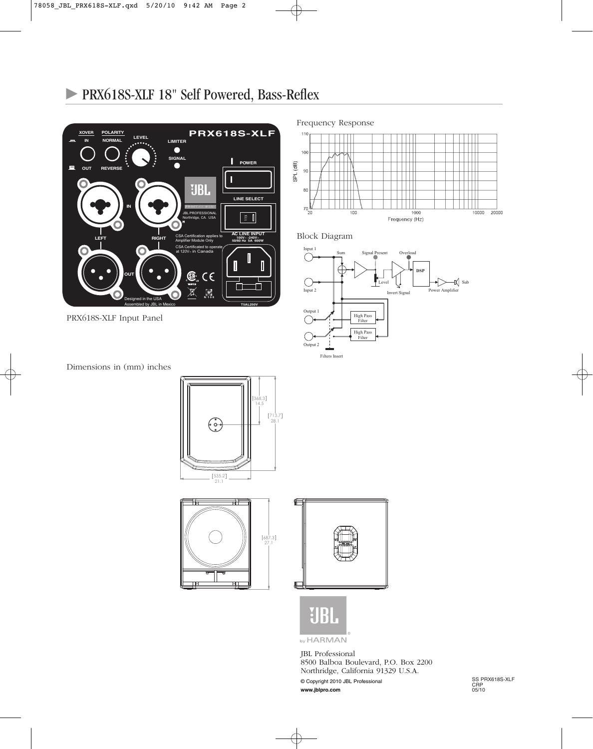# PRX618S-XLF 18" Self Powered, Bass-Reflex

XOVER
IN
OUT
POLARITY
NORMAL
REVERSE
LEVEL
LIMITER
SIGNAL
PRX618S-XLF
POWER
LINE SELECT
115
IN
LEFT
RIGHT
OUT
JBL PROFESSIONAL
Northridge, CA. USA
CSA Certification applies to Amplifier Module Only
CSA Certificated to operate at 120V~ in Canada
AC LINE INPUT
100V~ -240V~
50/60 Hz 5A 600W
Designed in the USA
Assembled by JBL in Mexico
N 108
T5AL250V

PRX618S-XLF Input Panel

## Frequency Response

110
100
90
80
70
SPL (dB)
20
100
1000
10000
20000
Frequency (Hz)

## Block Diagram

Input 1
Input 2
Sum
Signal Present
Overload
DSP
Level
Invert Signal
Power Amplifier
Sub
Output 1
Output 2
High Pass Filter
High Pass Filter
Filters Insert

## Dimensions in (mm) inches

[368.3]
14.5

[713.7]
28.1

[535.2]
21.1

[687.3]
27.1

JBL
by HARMAN

JBL Professional
8500 Balboa Boulevard, P.O. Box 2200
Northridge, California 91329 U.S.A.

© Copyright 2010 JBL Professional
**www.jblpro.com**

SS PRX618S-XLF
CRP
05/10